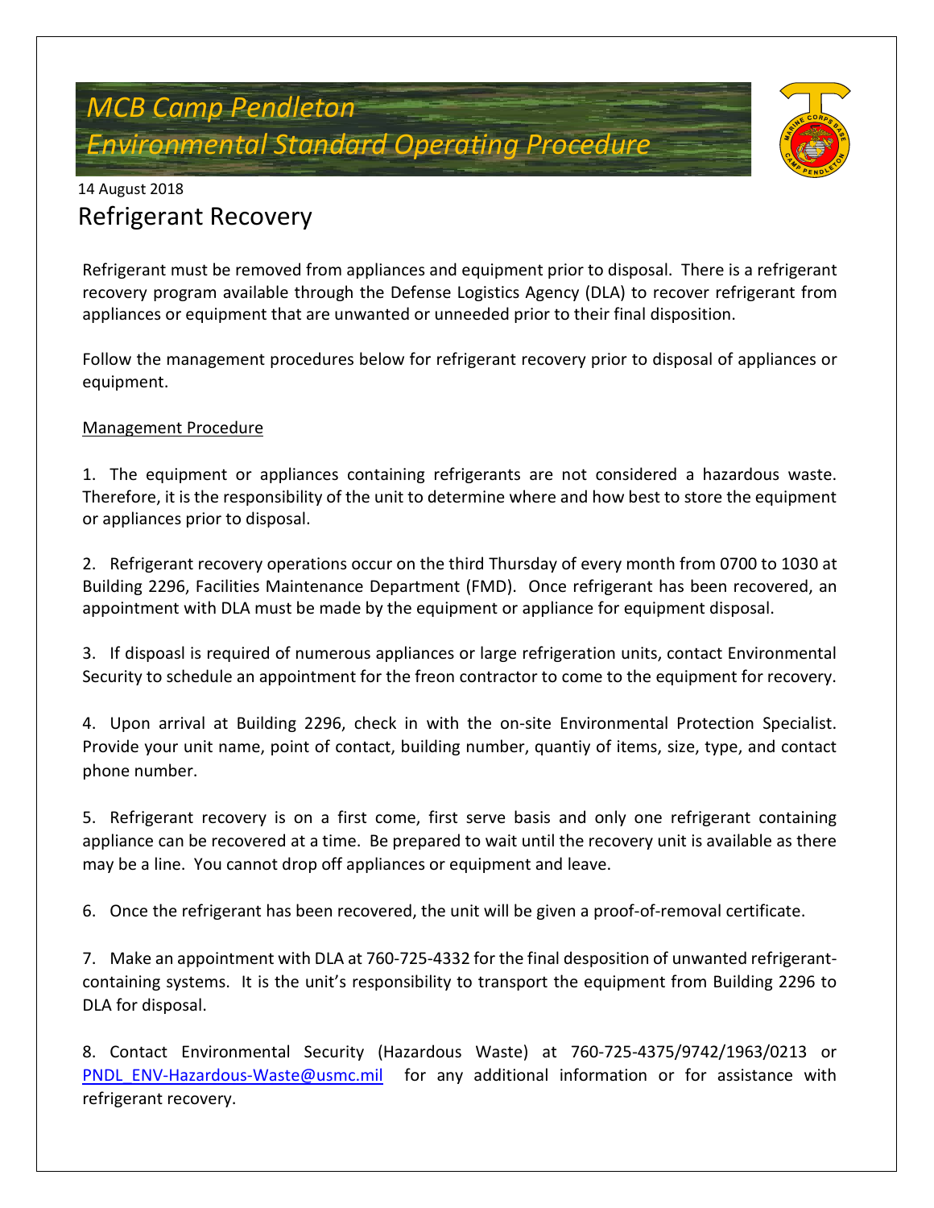# MCB Camp Pendleton
# Environmental Standard Operating Procedure

14 August 2018

## Refrigerant Recovery

Refrigerant must be removed from appliances and equipment prior to disposal. There is a refrigerant recovery program available through the Defense Logistics Agency (DLA) to recover refrigerant from appliances or equipment that are unwanted or unneeded prior to their final disposition.

Follow the management procedures below for refrigerant recovery prior to disposal of appliances or equipment.

Management Procedure

1. The equipment or appliances containing refrigerants are not considered a hazardous waste. Therefore, it is the responsibility of the unit to determine where and how best to store the equipment or appliances prior to disposal.

2. Refrigerant recovery operations occur on the third Thursday of every month from 0700 to 1030 at Building 2296, Facilities Maintenance Department (FMD). Once refrigerant has been recovered, an appointment with DLA must be made by the equipment or appliance for equipment disposal.

3. If dispoasl is required of numerous appliances or large refrigeration units, contact Environmental Security to schedule an appointment for the freon contractor to come to the equipment for recovery.

4. Upon arrival at Building 2296, check in with the on-site Environmental Protection Specialist. Provide your unit name, point of contact, building number, quantiy of items, size, type, and contact phone number.

5. Refrigerant recovery is on a first come, first serve basis and only one refrigerant containing appliance can be recovered at a time. Be prepared to wait until the recovery unit is available as there may be a line. You cannot drop off appliances or equipment and leave.

6. Once the refrigerant has been recovered, the unit will be given a proof-of-removal certificate.

7. Make an appointment with DLA at 760-725-4332 for the final desposition of unwanted refrigerant-containing systems. It is the unit's responsibility to transport the equipment from Building 2296 to DLA for disposal.

8. Contact Environmental Security (Hazardous Waste) at 760-725-4375/9742/1963/0213 or PNDL_ENV-Hazardous-Waste@usmc.mil for any additional information or for assistance with refrigerant recovery.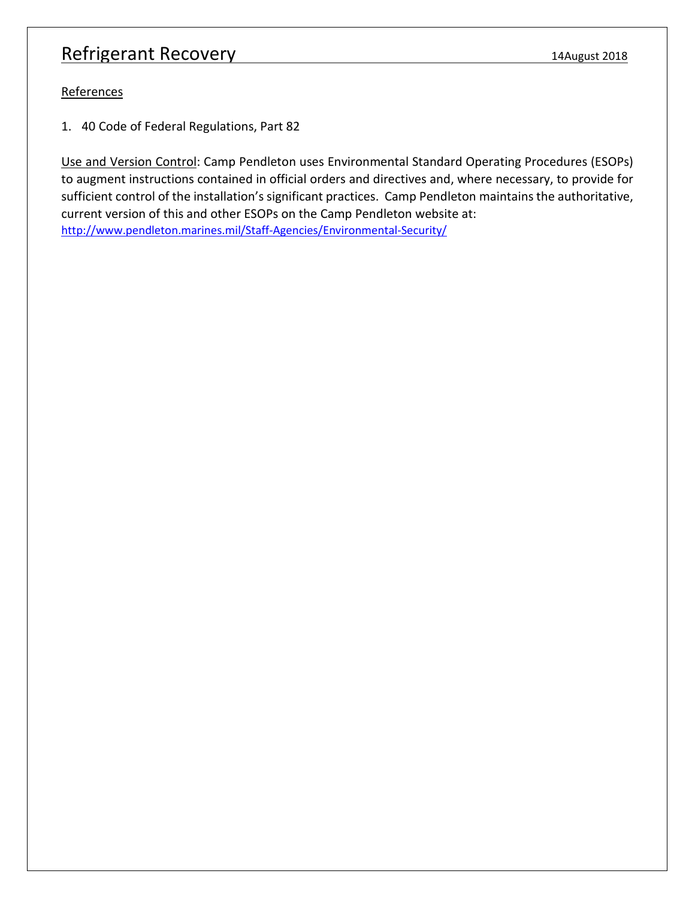References

1. 40 Code of Federal Regulations, Part 82

Use and Version Control: Camp Pendleton uses Environmental Standard Operating Procedures (ESOPs) to augment instructions contained in official orders and directives and, where necessary, to provide for sufficient control of the installation's significant practices. Camp Pendleton maintains the authoritative, current version of this and other ESOPs on the Camp Pendleton website at: http://www.pendleton.marines.mil/Staff-Agencies/Environmental-Security/